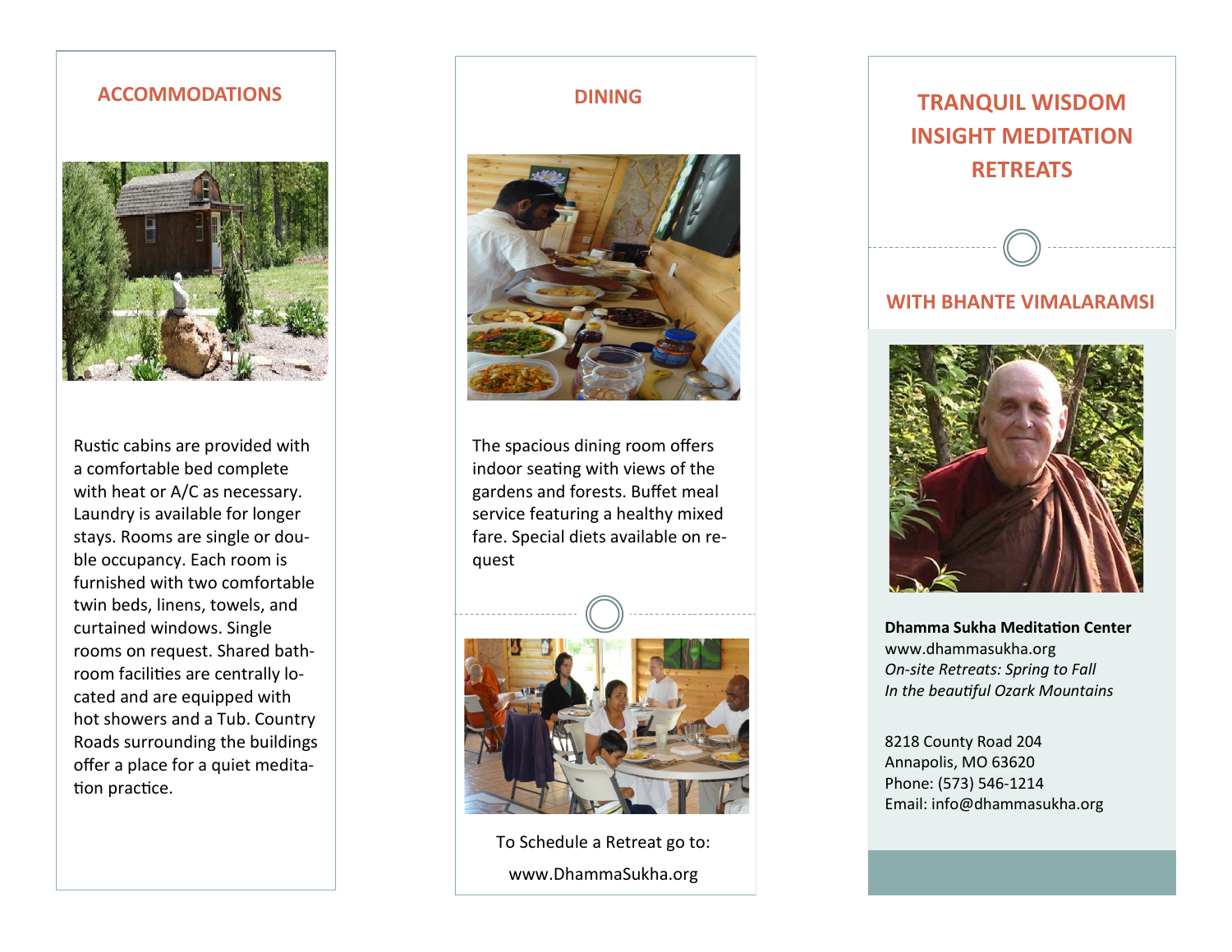## ACCOMMODATIONS

Rustic cabins are provided with a comfortable bed complete with heat or A/C as necessary. Laundry is available for longer stays. Rooms are single or double occupancy. Each room is furnished with two comfortable twin beds, linens, towels, and curtained windows. Single rooms on request. Shared bathroom facilities are centrally located and are equipped with hot showers and a Tub. Country Roads surrounding the buildings offer a place for a quiet meditation practice.

## DINING

The spacious dining room offers indoor seating with views of the gardens and forests. Buffet meal service featuring a healthy mixed fare. Special diets available on request

To Schedule a Retreat go to:

www.DhammaSukha.org

# TRANQUIL WISDOM INSIGHT MEDITATION RETREATS

## WITH BHANTE VIMALARAMSI

**Dhamma Sukha Meditation Center**
www.dhammasukha.org
*On-site Retreats: Spring to Fall*
*In the beautiful Ozark Mountains*

8218 County Road 204
Annapolis, MO 63620
Phone: (573) 546-1214
Email: info@dhammasukha.org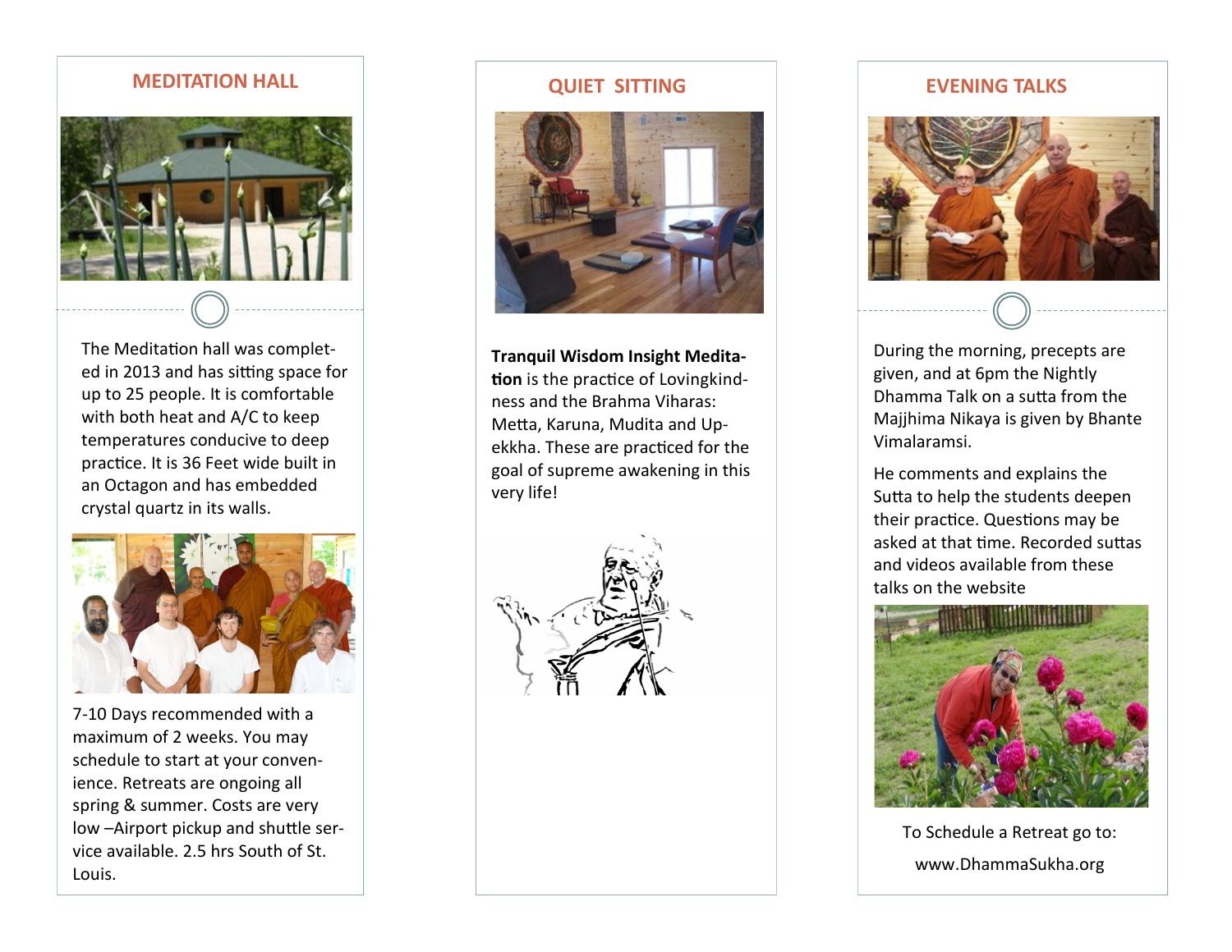## MEDITATION HALL

The Meditation hall was completed in 2013 and has sitting space for up to 25 people. It is comfortable with both heat and A/C to keep temperatures conducive to deep practice. It is 36 Feet wide built in an Octagon and has embedded crystal quartz in its walls.

7-10 Days recommended with a maximum of 2 weeks. You may schedule to start at your convenience. Retreats are ongoing all spring & summer. Costs are very low –Airport pickup and shuttle service available. 2.5 hrs South of St. Louis.

## QUIET SITTING

**Tranquil Wisdom Insight Meditation** is the practice of Lovingkindness and the Brahma Viharas: Metta, Karuna, Mudita and Upekkha. These are practiced for the goal of supreme awakening in this very life!

## EVENING TALKS

During the morning, precepts are given, and at 6pm the Nightly Dhamma Talk on a sutta from the Majjhima Nikaya is given by Bhante Vimalaramsi.

He comments and explains the Sutta to help the students deepen their practice. Questions may be asked at that time. Recorded suttas and videos available from these talks on the website

To Schedule a Retreat go to:

www.DhammaSukha.org